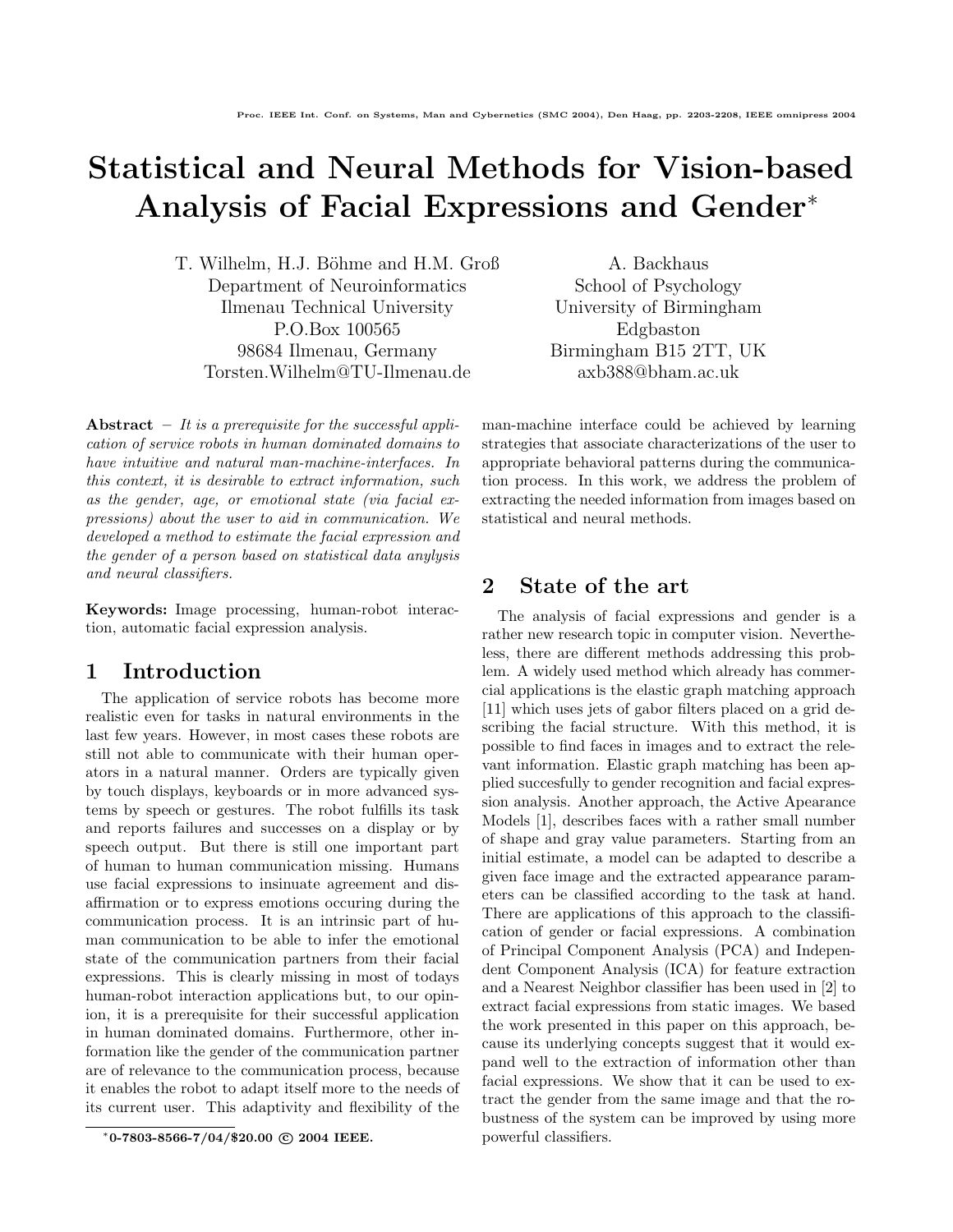# Statistical and Neural Methods for Vision-based Analysis of Facial Expressions and Gender*

T. Wilhelm, H.J. Böhme and H.M. Groß
Department of Neuroinformatics
Ilmenau Technical University
P.O.Box 100565
98684 Ilmenau, Germany
Torsten.Wilhelm@TU-Ilmenau.de

A. Backhaus
School of Psychology
University of Birmingham
Edgbaston
Birmingham B15 2TT, UK
axb388@bham.ac.uk

**Abstract** – *It is a prerequisite for the successful application of service robots in human dominated domains to have intuitive and natural man-machine-interfaces. In this context, it is desirable to extract information, such as the gender, age, or emotional state (via facial expressions) about the user to aid in communication. We developed a method to estimate the facial expression and the gender of a person based on statistical data anylysis and neural classifiers.*

**Keywords:** Image processing, human-robot interaction, automatic facial expression analysis.

## 1 Introduction

The application of service robots has become more realistic even for tasks in natural environments in the last few years. However, in most cases these robots are still not able to communicate with their human operators in a natural manner. Orders are typically given by touch displays, keyboards or in more advanced systems by speech or gestures. The robot fulfills its task and reports failures and successes on a display or by speech output. But there is still one important part of human to human communication missing. Humans use facial expressions to insinuate agreement and disaffirmation or to express emotions occuring during the communication process. It is an intrinsic part of human communication to be able to infer the emotional state of the communication partners from their facial expressions. This is clearly missing in most of todays human-robot interaction applications but, to our opinion, it is a prerequisite for their successful application in human dominated domains. Furthermore, other information like the gender of the communication partner are of relevance to the communication process, because it enables the robot to adapt itself more to the needs of its current user. This adaptivity and flexibility of the man-machine interface could be achieved by learning strategies that associate characterizations of the user to appropriate behavioral patterns during the communication process. In this work, we address the problem of extracting the needed information from images based on statistical and neural methods.

## 2 State of the art

The analysis of facial expressions and gender is a rather new research topic in computer vision. Nevertheless, there are different methods addressing this problem. A widely used method which already has commercial applications is the elastic graph matching approach [11] which uses jets of gabor filters placed on a grid describing the facial structure. With this method, it is possible to find faces in images and to extract the relevant information. Elastic graph matching has been applied succesfully to gender recognition and facial expression analysis. Another approach, the Active Apearance Models [1], describes faces with a rather small number of shape and gray value parameters. Starting from an initial estimate, a model can be adapted to describe a given face image and the extracted appearance parameters can be classified according to the task at hand. There are applications of this approach to the classification of gender or facial expressions. A combination of Principal Component Analysis (PCA) and Independent Component Analysis (ICA) for feature extraction and a Nearest Neighbor classifier has been used in [2] to extract facial expressions from static images. We based the work presented in this paper on this approach, because its underlying concepts suggest that it would expand well to the extraction of information other than facial expressions. We show that it can be used to extract the gender from the same image and that the robustness of the system can be improved by using more powerful classifiers.

*0-7803-8566-7/04/$20.00 © 2004 IEEE.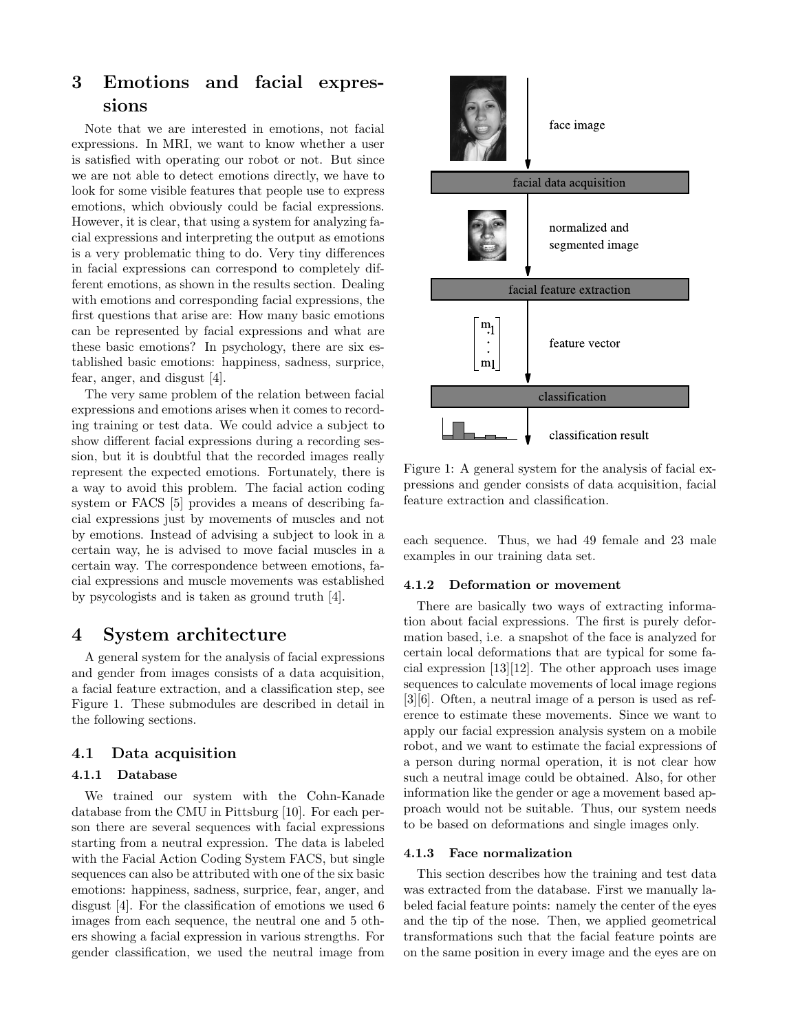# 3 Emotions and facial expressions

Note that we are interested in emotions, not facial expressions. In MRI, we want to know whether a user is satisfied with operating our robot or not. But since we are not able to detect emotions directly, we have to look for some visible features that people use to express emotions, which obviously could be facial expressions. However, it is clear, that using a system for analyzing facial expressions and interpreting the output as emotions is a very problematic thing to do. Very tiny differences in facial expressions can correspond to completely different emotions, as shown in the results section. Dealing with emotions and corresponding facial expressions, the first questions that arise are: How many basic emotions can be represented by facial expressions and what are these basic emotions? In psychology, there are six established basic emotions: happiness, sadness, surprice, fear, anger, and disgust [4].

The very same problem of the relation between facial expressions and emotions arises when it comes to recording training or test data. We could advice a subject to show different facial expressions during a recording session, but it is doubtful that the recorded images really represent the expected emotions. Fortunately, there is a way to avoid this problem. The facial action coding system or FACS [5] provides a means of describing facial expressions just by movements of muscles and not by emotions. Instead of advising a subject to look in a certain way, he is advised to move facial muscles in a certain way. The correspondence between emotions, facial expressions and muscle movements was established by psycologists and is taken as ground truth [4].

# 4 System architecture

A general system for the analysis of facial expressions and gender from images consists of a data acquisition, a facial feature extraction, and a classification step, see Figure 1. These submodules are described in detail in the following sections.

Figure 1: A general system for the analysis of facial expressions and gender consists of data acquisition, facial feature extraction and classification.

## 4.1 Data acquisition

### 4.1.1 Database

We trained our system with the Cohn-Kanade database from the CMU in Pittsburg [10]. For each person there are several sequences with facial expressions starting from a neutral expression. The data is labeled with the Facial Action Coding System FACS, but single sequences can also be attributed with one of the six basic emotions: happiness, sadness, surprice, fear, anger, and disgust [4]. For the classification of emotions we used 6 images from each sequence, the neutral one and 5 others showing a facial expression in various strengths. For gender classification, we used the neutral image from each sequence. Thus, we had 49 female and 23 male examples in our training data set.

### 4.1.2 Deformation or movement

There are basically two ways of extracting information about facial expressions. The first is purely deformation based, i.e. a snapshot of the face is analyzed for certain local deformations that are typical for some facial expression [13][12]. The other approach uses image sequences to calculate movements of local image regions [3][6]. Often, a neutral image of a person is used as reference to estimate these movements. Since we want to apply our facial expression analysis system on a mobile robot, and we want to estimate the facial expressions of a person during normal operation, it is not clear how such a neutral image could be obtained. Also, for other information like the gender or age a movement based approach would not be suitable. Thus, our system needs to be based on deformations and single images only.

### 4.1.3 Face normalization

This section describes how the training and test data was extracted from the database. First we manually labeled facial feature points: namely the center of the eyes and the tip of the nose. Then, we applied geometrical transformations such that the facial feature points are on the same position in every image and the eyes are on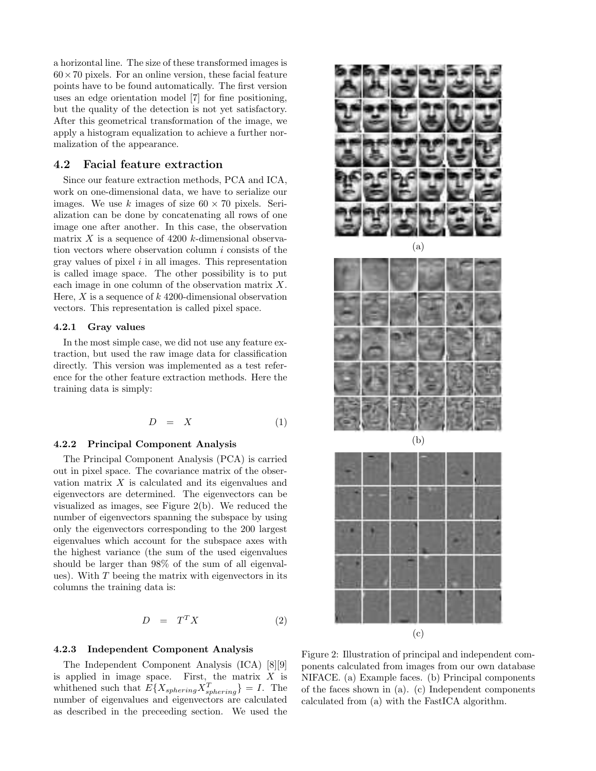a horizontal line. The size of these transformed images is $60 \times 70$ pixels. For an online version, these facial feature points have to be found automatically. The first version uses an edge orientation model [7] for fine positioning, but the quality of the detection is not yet satisfactory. After this geometrical transformation of the image, we apply a histogram equalization to achieve a further normalization of the appearance.

## 4.2 Facial feature extraction

Since our feature extraction methods, PCA and ICA, work on one-dimensional data, we have to serialize our images. We use $k$ images of size $60 \times 70$ pixels. Serialization can be done by concatenating all rows of one image one after another. In this case, the observation matrix $X$ is a sequence of 4200 $k$-dimensional observation vectors where observation column $i$ consists of the gray values of pixel $i$ in all images. This representation is called image space. The other possibility is to put each image in one column of the observation matrix $X$. Here, $X$ is a sequence of $k$ 4200-dimensional observation vectors. This representation is called pixel space.

### 4.2.1 Gray values

In the most simple case, we did not use any feature extraction, but used the raw image data for classification directly. This version was implemented as a test reference for the other feature extraction methods. Here the training data is simply:

$$D = X \tag{1}$$

### 4.2.2 Principal Component Analysis

The Principal Component Analysis (PCA) is carried out in pixel space. The covariance matrix of the observation matrix $X$ is calculated and its eigenvalues and eigenvectors are determined. The eigenvectors can be visualized as images, see Figure 2(b). We reduced the number of eigenvectors spanning the subspace by using only the eigenvectors corresponding to the 200 largest eigenvalues which account for the subspace axes with the highest variance (the sum of the used eigenvalues should be larger than 98% of the sum of all eigenvalues). With $T$ beeing the matrix with eigenvectors in its columns the training data is:

$$D = T^T X \tag{2}$$

### 4.2.3 Independent Component Analysis

The Independent Component Analysis (ICA) [8][9] is applied in image space. First, the matrix $X$ is whithened such that $E\{X_{sphering} X_{sphering}^T\} = I$. The number of eigenvalues and eigenvectors are calculated as described in the preceeding section. We used the

(a)

(b)

(c)

Figure 2: Illustration of principal and independent components calculated from images from our own database NIFACE. (a) Example faces. (b) Principal components of the faces shown in (a). (c) Independent components calculated from (a) with the FastICA algorithm.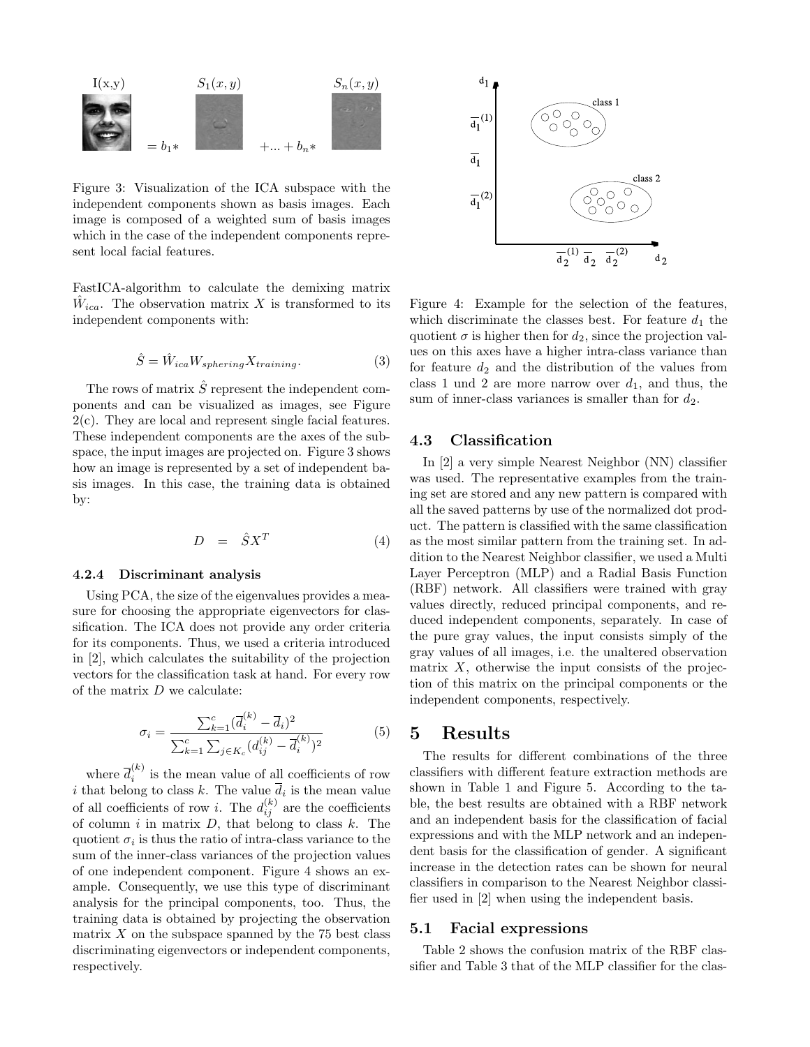Figure 3: Visualization of the ICA subspace with the independent components shown as basis images. Each image is composed of a weighted sum of basis images which in the case of the independent components represent local facial features.

FastICA-algorithm to calculate the demixing matrix $\hat{W}_{ica}$. The observation matrix $X$ is transformed to its independent components with:

$$\hat{S} = \hat{W}_{ica} W_{sphering} X_{training}. \tag{3}$$

The rows of matrix $\hat{S}$ represent the independent components and can be visualized as images, see Figure 2(c). They are local and represent single facial features. These independent components are the axes of the subspace, the input images are projected on. Figure 3 shows how an image is represented by a set of independent basis images. In this case, the training data is obtained by:

$$D \;\; = \;\; \hat{S} X^T \tag{4}$$

#### 4.2.4 Discriminant analysis

Using PCA, the size of the eigenvalues provides a measure for choosing the appropriate eigenvectors for classification. The ICA does not provide any order criteria for its components. Thus, we used a criteria introduced in [2], which calculates the suitability of the projection vectors for the classification task at hand. For every row of the matrix $D$ we calculate:

$$\sigma_i = \frac{\sum_{k=1}^{c} (\overline{d}_i^{(k)} - \overline{d}_i)^2}{\sum_{k=1}^{c} \sum_{j \in K_c} (d_{ij}^{(k)} - \overline{d}_i^{(k)})^2} \tag{5}$$

where $\overline{d}_i^{(k)}$ is the mean value of all coefficients of row $i$ that belong to class $k$. The value $\overline{d}_i$ is the mean value of all coefficients of row $i$. The $d_{ij}^{(k)}$ are the coefficients of column $i$ in matrix $D$, that belong to class $k$. The quotient $\sigma_i$ is thus the ratio of intra-class variance to the sum of the inner-class variances of the projection values of one independent component. Figure 4 shows an example. Consequently, we use this type of discriminant analysis for the principal components, too. Thus, the training data is obtained by projecting the observation matrix $X$ on the subspace spanned by the 75 best class discriminating eigenvectors or independent components, respectively.

Figure 4: Example for the selection of the features, which discriminate the classes best. For feature $d_1$ the quotient $\sigma$ is higher then for $d_2$, since the projection values on this axes have a higher intra-class variance than for feature $d_2$ and the distribution of the values from class 1 und 2 are more narrow over $d_1$, and thus, the sum of inner-class variances is smaller than for $d_2$.

### 4.3 Classification

In [2] a very simple Nearest Neighbor (NN) classifier was used. The representative examples from the training set are stored and any new pattern is compared with all the saved patterns by use of the normalized dot product. The pattern is classified with the same classification as the most similar pattern from the training set. In addition to the Nearest Neighbor classifier, we used a Multi Layer Perceptron (MLP) and a Radial Basis Function (RBF) network. All classifiers were trained with gray values directly, reduced principal components, and reduced independent components, separately. In case of the pure gray values, the input consists simply of the gray values of all images, i.e. the unaltered observation matrix $X$, otherwise the input consists of the projection of this matrix on the principal components or the independent components, respectively.

## 5 Results

The results for different combinations of the three classifiers with different feature extraction methods are shown in Table 1 and Figure 5. According to the table, the best results are obtained with a RBF network and an independent basis for the classification of facial expressions and with the MLP network and an independent basis for the classification of gender. A significant increase in the detection rates can be shown for neural classifiers in comparison to the Nearest Neighbor classifier used in [2] when using the independent basis.

### 5.1 Facial expressions

Table 2 shows the confusion matrix of the RBF classifier and Table 3 that of the MLP classifier for the clas-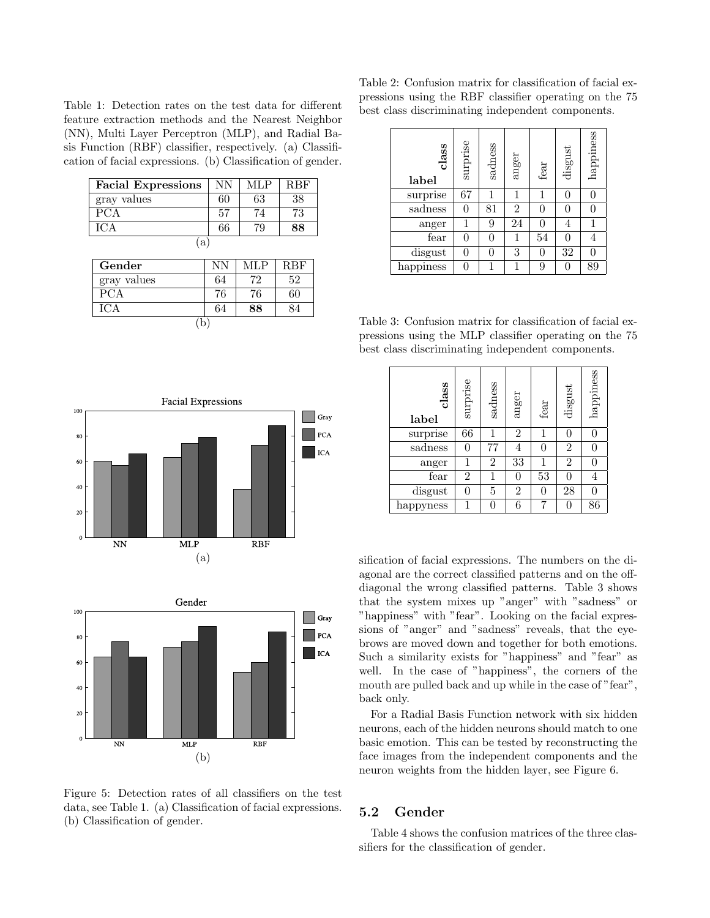Table 1: Detection rates on the test data for different feature extraction methods and the Nearest Neighbor (NN), Multi Layer Perceptron (MLP), and Radial Basis Function (RBF) classifier, respectively. (a) Classification of facial expressions. (b) Classification of gender.

| **Facial Expressions** | NN | MLP | RBF |
|---|---|---|---|
| gray values | 60 | 63 | 38 |
| PCA | 57 | 74 | 73 |
| ICA | 66 | 79 | **88** |

(a)

| **Gender** | NN | MLP | RBF |
|---|---|---|---|
| gray values | 64 | 72 | 52 |
| PCA | 76 | 76 | 60 |
| ICA | 64 | **88** | 84 |

(b)

Figure 5: Detection rates of all classifiers on the test data, see Table 1. (a) Classification of facial expressions. (b) Classification of gender.

Table 2: Confusion matrix for classification of facial expressions using the RBF classifier operating on the 75 best class discriminating independent components.

| **label** / **class** | surprise | sadness | anger | fear | disgust | happiness |
|---|---|---|---|---|---|---|
| surprise | 67 | 1 | 1 | 1 | 0 | 0 |
| sadness | 0 | 81 | 2 | 0 | 0 | 0 |
| anger | 1 | 9 | 24 | 0 | 4 | 1 |
| fear | 0 | 0 | 1 | 54 | 0 | 4 |
| disgust | 0 | 0 | 3 | 0 | 32 | 0 |
| happiness | 0 | 1 | 1 | 9 | 0 | 89 |

Table 3: Confusion matrix for classification of facial expressions using the MLP classifier operating on the 75 best class discriminating independent components.

| **label** / **class** | surprise | sadness | anger | fear | disgust | happiness |
|---|---|---|---|---|---|---|
| surprise | 66 | 1 | 2 | 1 | 0 | 0 |
| sadness | 0 | 77 | 4 | 0 | 2 | 0 |
| anger | 1 | 2 | 33 | 1 | 2 | 0 |
| fear | 2 | 1 | 0 | 53 | 0 | 4 |
| disgust | 0 | 5 | 2 | 0 | 28 | 0 |
| happyness | 1 | 0 | 6 | 7 | 0 | 86 |

sification of facial expressions. The numbers on the diagonal are the correct classified patterns and on the off-diagonal the wrong classified patterns. Table 3 shows that the system mixes up "anger" with "sadness" or "happiness" with "fear". Looking on the facial expressions of "anger" and "sadness" reveals, that the eyebrows are moved down and together for both emotions. Such a similarity exists for "happiness" and "fear" as well. In the case of "happiness", the corners of the mouth are pulled back and up while in the case of "fear", back only.

For a Radial Basis Function network with six hidden neurons, each of the hidden neurons should match to one basic emotion. This can be tested by reconstructing the face images from the independent components and the neuron weights from the hidden layer, see Figure 6.

## 5.2 Gender

Table 4 shows the confusion matrices of the three classifiers for the classification of gender.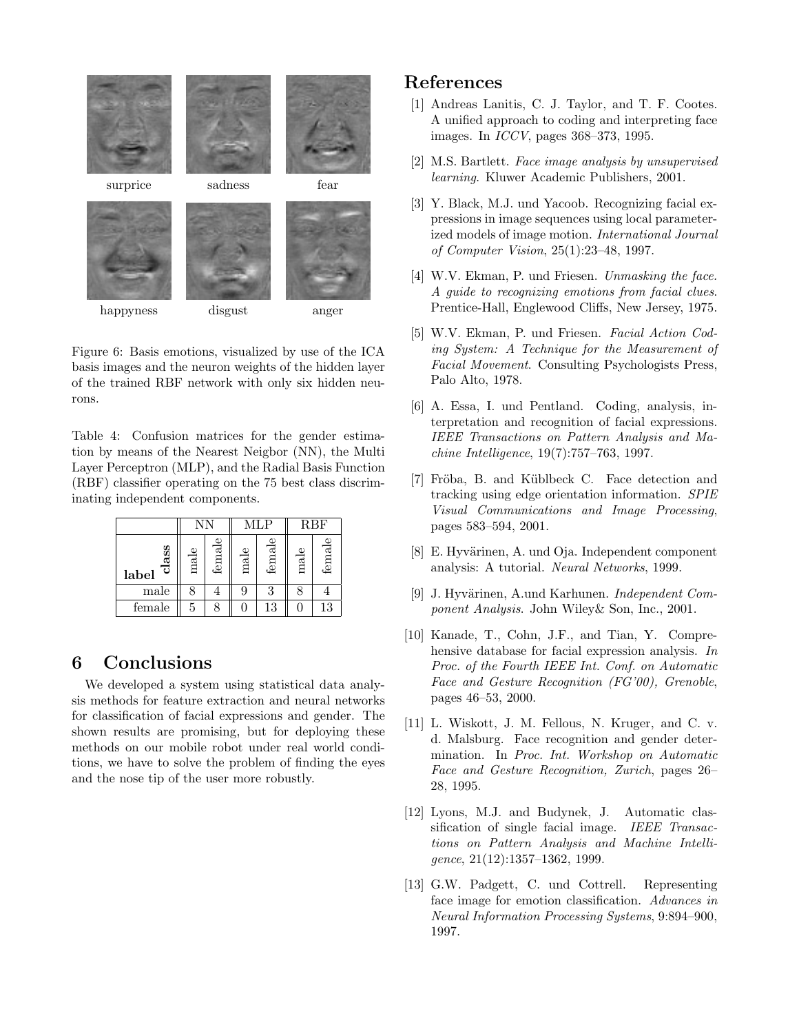surprice sadness fear

happyness disgust anger

Figure 6: Basis emotions, visualized by use of the ICA basis images and the neuron weights of the hidden layer of the trained RBF network with only six hidden neurons.

Table 4: Confusion matrices for the gender estimation by means of the Nearest Neigbor (NN), the Multi Layer Perceptron (MLP), and the Radial Basis Function (RBF) classifier operating on the 75 best class discriminating independent components.

| | NN | | MLP | | RBF | |
|---|---|---|---|---|---|---|
| **label** / **class** | male | female | male | female | male | female |
| male | 8 | 4 | 9 | 3 | 8 | 4 |
| female | 5 | 8 | 0 | 13 | 0 | 13 |

## 6 Conclusions

We developed a system using statistical data analysis methods for feature extraction and neural networks for classification of facial expressions and gender. The shown results are promising, but for deploying these methods on our mobile robot under real world conditions, we have to solve the problem of finding the eyes and the nose tip of the user more robustly.

## References

[1] Andreas Lanitis, C. J. Taylor, and T. F. Cootes. A unified approach to coding and interpreting face images. In *ICCV*, pages 368–373, 1995.

[2] M.S. Bartlett. *Face image analysis by unsupervised learning*. Kluwer Academic Publishers, 2001.

[3] Y. Black, M.J. und Yacoob. Recognizing facial expressions in image sequences using local parameterized models of image motion. *International Journal of Computer Vision*, 25(1):23–48, 1997.

[4] W.V. Ekman, P. und Friesen. *Unmasking the face. A guide to recognizing emotions from facial clues*. Prentice-Hall, Englewood Cliffs, New Jersey, 1975.

[5] W.V. Ekman, P. und Friesen. *Facial Action Coding System: A Technique for the Measurement of Facial Movement*. Consulting Psychologists Press, Palo Alto, 1978.

[6] A. Essa, I. und Pentland. Coding, analysis, interpretation and recognition of facial expressions. *IEEE Transactions on Pattern Analysis and Machine Intelligence*, 19(7):757–763, 1997.

[7] Fröba, B. and Küblbeck C. Face detection and tracking using edge orientation information. *SPIE Visual Communications and Image Processing*, pages 583–594, 2001.

[8] E. Hyvärinen, A. und Oja. Independent component analysis: A tutorial. *Neural Networks*, 1999.

[9] J. Hyvärinen, A.und Karhunen. *Independent Component Analysis*. John Wiley& Son, Inc., 2001.

[10] Kanade, T., Cohn, J.F., and Tian, Y. Comprehensive database for facial expression analysis. *In Proc. of the Fourth IEEE Int. Conf. on Automatic Face and Gesture Recognition (FG'00), Grenoble*, pages 46–53, 2000.

[11] L. Wiskott, J. M. Fellous, N. Kruger, and C. v. d. Malsburg. Face recognition and gender determination. In *Proc. Int. Workshop on Automatic Face and Gesture Recognition, Zurich*, pages 26–28, 1995.

[12] Lyons, M.J. and Budynek, J. Automatic classification of single facial image. *IEEE Transactions on Pattern Analysis and Machine Intelligence*, 21(12):1357–1362, 1999.

[13] G.W. Padgett, C. und Cottrell. Representing face image for emotion classification. *Advances in Neural Information Processing Systems*, 9:894–900, 1997.